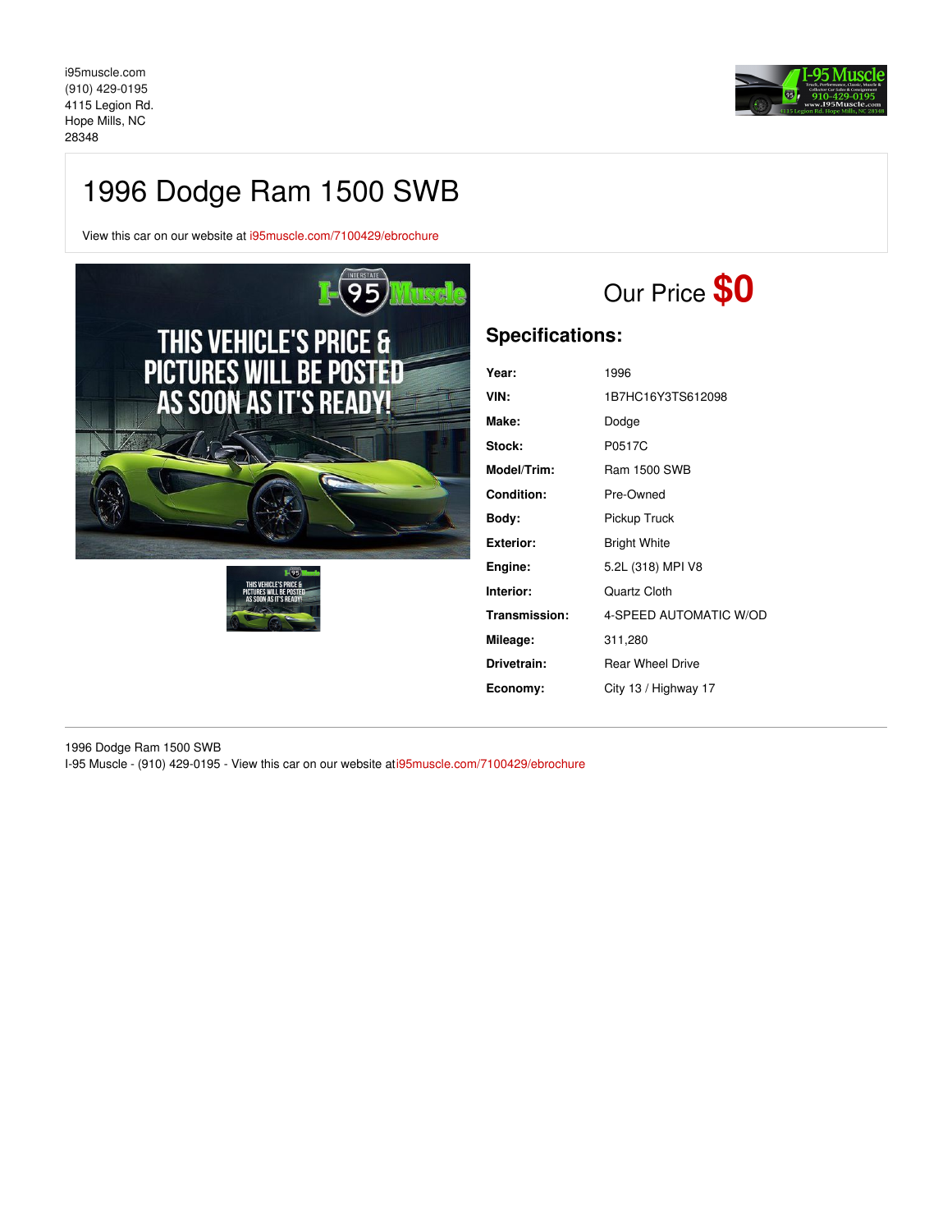i95muscle.com
(910) 429-0195
4115 Legion Rd.
Hope Mills, NC
28348

# 1996 Dodge Ram 1500 SWB

View this car on our website at i95muscle.com/7100429/ebrochure

## Our Price $0

## Specifications:

| | |
|---|---|
| **Year:** | 1996 |
| **VIN:** | 1B7HC16Y3TS612098 |
| **Make:** | Dodge |
| **Stock:** | P0517C |
| **Model/Trim:** | Ram 1500 SWB |
| **Condition:** | Pre-Owned |
| **Body:** | Pickup Truck |
| **Exterior:** | Bright White |
| **Engine:** | 5.2L (318) MPI V8 |
| **Interior:** | Quartz Cloth |
| **Transmission:** | 4-SPEED AUTOMATIC W/OD |
| **Mileage:** | 311,280 |
| **Drivetrain:** | Rear Wheel Drive |
| **Economy:** | City 13 / Highway 17 |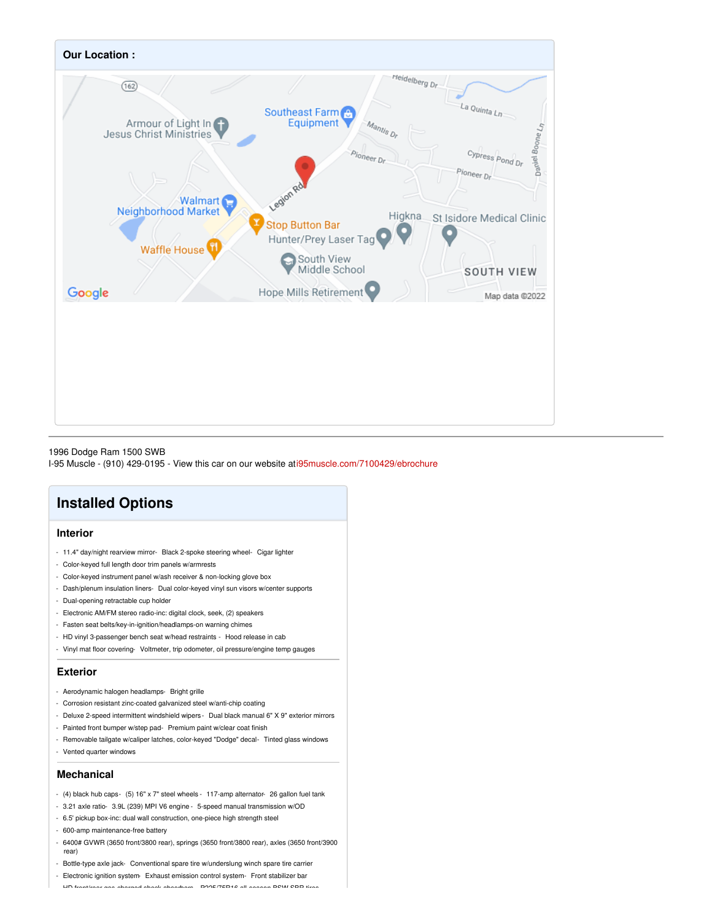## Our Location :

1996 Dodge Ram 1500 SWB
I-95 Muscle - (910) 429-0195 - View this car on our website at i95muscle.com/7100429/ebrochure

## Installed Options

### Interior

- 11.4" day/night rearview mirror- Black 2-spoke steering wheel- Cigar lighter
- Color-keyed full length door trim panels w/armrests
- Color-keyed instrument panel w/ash receiver & non-locking glove box
- Dash/plenum insulation liners- Dual color-keyed vinyl sun visors w/center supports
- Dual-opening retractable cup holder
- Electronic AM/FM stereo radio-inc: digital clock, seek, (2) speakers
- Fasten seat belts/key-in-ignition/headlamps-on warning chimes
- HD vinyl 3-passenger bench seat w/head restraints - Hood release in cab
- Vinyl mat floor covering- Voltmeter, trip odometer, oil pressure/engine temp gauges

### Exterior

- Aerodynamic halogen headlamps- Bright grille
- Corrosion resistant zinc-coated galvanized steel w/anti-chip coating
- Deluxe 2-speed intermittent windshield wipers - Dual black manual 6" X 9" exterior mirrors
- Painted front bumper w/step pad- Premium paint w/clear coat finish
- Removable tailgate w/caliper latches, color-keyed "Dodge" decal- Tinted glass windows
- Vented quarter windows

### Mechanical

- (4) black hub caps- (5) 16" x 7" steel wheels - 117-amp alternator- 26 gallon fuel tank
- 3.21 axle ratio- 3.9L (239) MPI V6 engine - 5-speed manual transmission w/OD
- 6.5' pickup box-inc: dual wall construction, one-piece high strength steel
- 600-amp maintenance-free battery
- 6400# GVWR (3650 front/3800 rear), springs (3650 front/3800 rear), axles (3650 front/3900 rear)
- Bottle-type axle jack- Conventional spare tire w/underslung winch spare tire carrier
- Electronic ignition system- Exhaust emission control system- Front stabilizer bar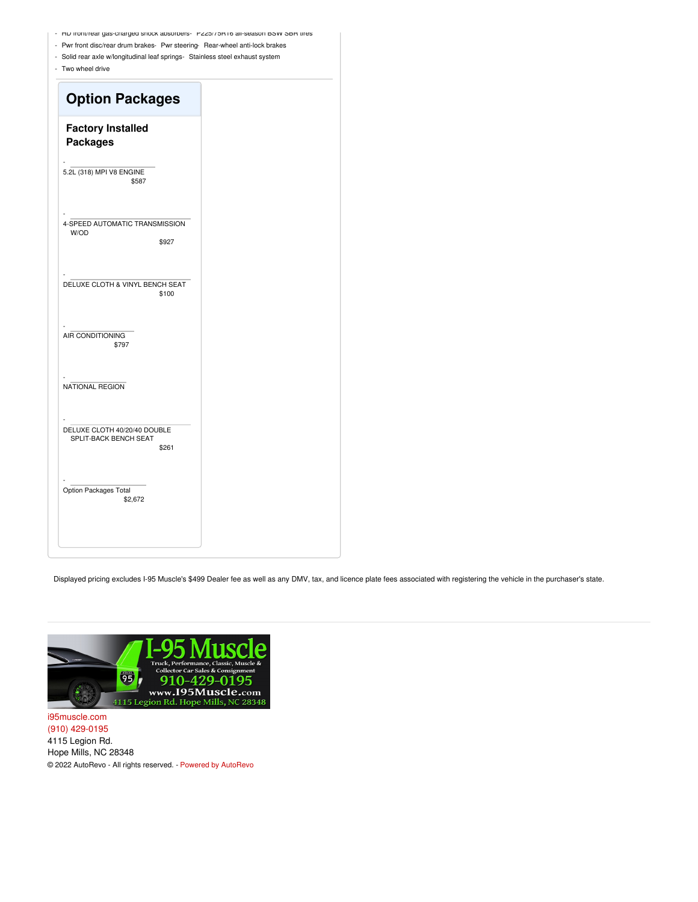- HD front/rear gas-charged shock absorbers- P225/75R16 all-season BSW SBR tires
- Pwr front disc/rear drum brakes- Pwr steering- Rear-wheel anti-lock brakes
- Solid rear axle w/longitudinal leaf springs- Stainless steel exhaust system
- Two wheel drive

## Option Packages

### Factory Installed Packages

- 5.2L (318) MPI V8 ENGINE
  $587

- 4-SPEED AUTOMATIC TRANSMISSION W/OD
  $927

- DELUXE CLOTH & VINYL BENCH SEAT
  $100

- AIR CONDITIONING
  $797

- NATIONAL REGION

- DELUXE CLOTH 40/20/40 DOUBLE SPLIT-BACK BENCH SEAT
  $261

- Option Packages Total
  $2,672

Displayed pricing excludes I-95 Muscle's $499 Dealer fee as well as any DMV, tax, and licence plate fees associated with registering the vehicle in the purchaser's state.

I-95 Muscle
Truck, Performance, Classic, Muscle & Collector Car Sales & Consignment
910-429-0195
www.I95Muscle.com
4115 Legion Rd. Hope Mills, NC 28348

i95muscle.com
(910) 429-0195
4115 Legion Rd.
Hope Mills, NC 28348
© 2022 AutoRevo - All rights reserved. - Powered by AutoRevo